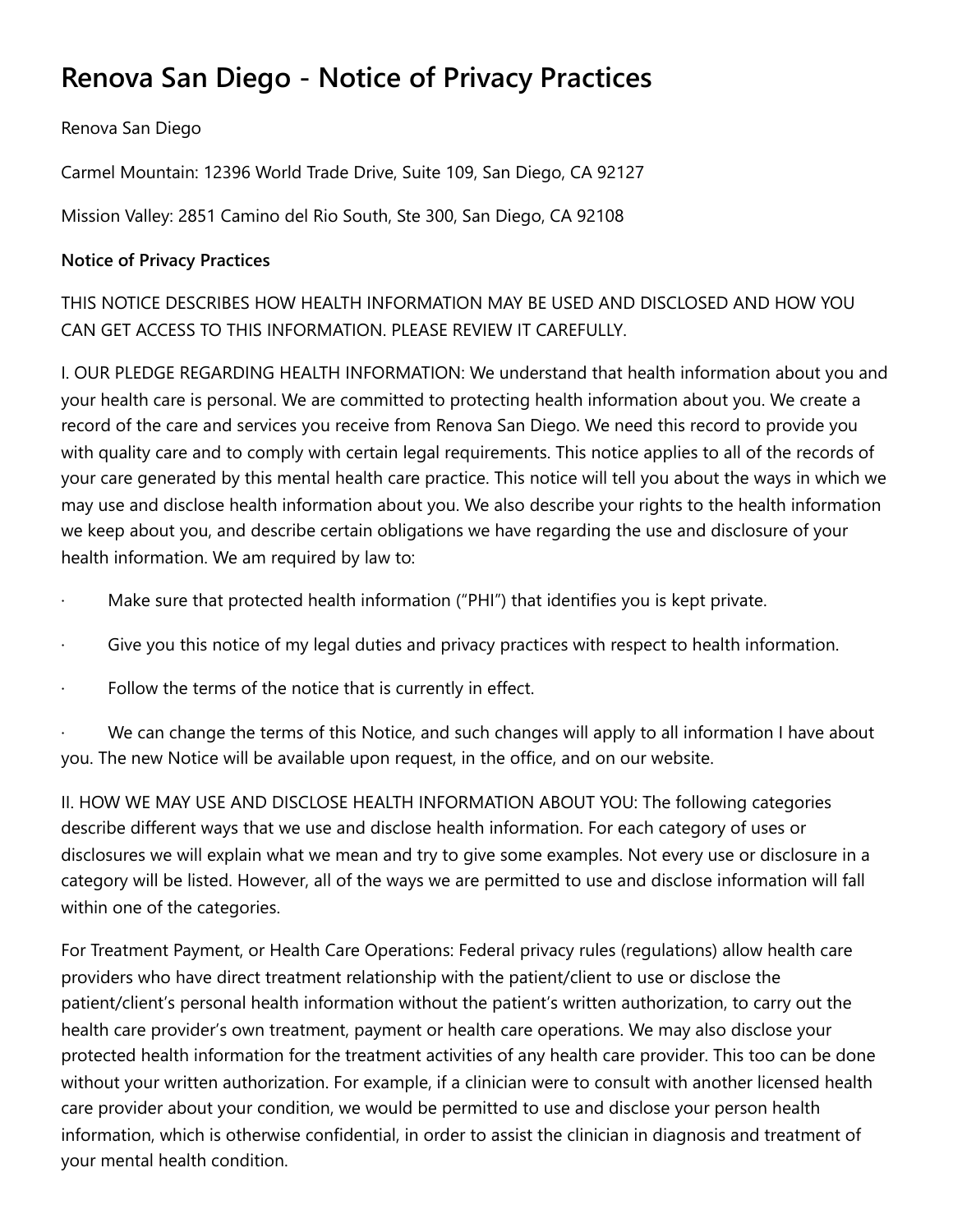# Renova San Diego - Notice of Privacy Practices

Renova San Diego

Carmel Mountain: 12396 World Trade Drive, Suite 109, San Diego, CA 92127

Mission Valley: 2851 Camino del Rio South, Ste 300, San Diego, CA 92108

**Notice of Privacy Practices**

THIS NOTICE DESCRIBES HOW HEALTH INFORMATION MAY BE USED AND DISCLOSED AND HOW YOU CAN GET ACCESS TO THIS INFORMATION. PLEASE REVIEW IT CAREFULLY.

I. OUR PLEDGE REGARDING HEALTH INFORMATION: We understand that health information about you and your health care is personal. We are committed to protecting health information about you. We create a record of the care and services you receive from Renova San Diego. We need this record to provide you with quality care and to comply with certain legal requirements. This notice applies to all of the records of your care generated by this mental health care practice. This notice will tell you about the ways in which we may use and disclose health information about you. We also describe your rights to the health information we keep about you, and describe certain obligations we have regarding the use and disclosure of your health information. We am required by law to:

- Make sure that protected health information ("PHI") that identifies you is kept private.
- Give you this notice of my legal duties and privacy practices with respect to health information.
- Follow the terms of the notice that is currently in effect.
- We can change the terms of this Notice, and such changes will apply to all information I have about you. The new Notice will be available upon request, in the office, and on our website.

II. HOW WE MAY USE AND DISCLOSE HEALTH INFORMATION ABOUT YOU: The following categories describe different ways that we use and disclose health information. For each category of uses or disclosures we will explain what we mean and try to give some examples. Not every use or disclosure in a category will be listed. However, all of the ways we are permitted to use and disclose information will fall within one of the categories.

For Treatment Payment, or Health Care Operations: Federal privacy rules (regulations) allow health care providers who have direct treatment relationship with the patient/client to use or disclose the patient/client's personal health information without the patient's written authorization, to carry out the health care provider's own treatment, payment or health care operations. We may also disclose your protected health information for the treatment activities of any health care provider. This too can be done without your written authorization. For example, if a clinician were to consult with another licensed health care provider about your condition, we would be permitted to use and disclose your person health information, which is otherwise confidential, in order to assist the clinician in diagnosis and treatment of your mental health condition.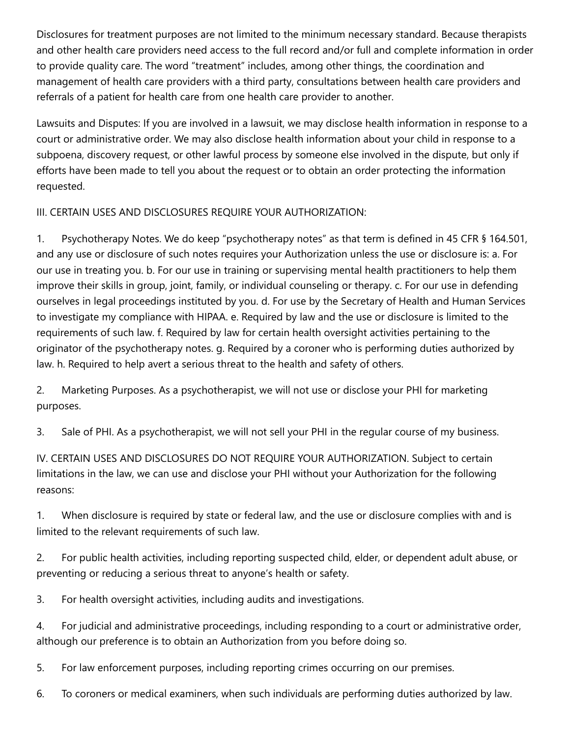Disclosures for treatment purposes are not limited to the minimum necessary standard. Because therapists and other health care providers need access to the full record and/or full and complete information in order to provide quality care. The word "treatment" includes, among other things, the coordination and management of health care providers with a third party, consultations between health care providers and referrals of a patient for health care from one health care provider to another.

Lawsuits and Disputes: If you are involved in a lawsuit, we may disclose health information in response to a court or administrative order. We may also disclose health information about your child in response to a subpoena, discovery request, or other lawful process by someone else involved in the dispute, but only if efforts have been made to tell you about the request or to obtain an order protecting the information requested.

III. CERTAIN USES AND DISCLOSURES REQUIRE YOUR AUTHORIZATION:

1. Psychotherapy Notes. We do keep "psychotherapy notes" as that term is defined in 45 CFR § 164.501, and any use or disclosure of such notes requires your Authorization unless the use or disclosure is: a. For our use in treating you. b. For our use in training or supervising mental health practitioners to help them improve their skills in group, joint, family, or individual counseling or therapy. c. For our use in defending ourselves in legal proceedings instituted by you. d. For use by the Secretary of Health and Human Services to investigate my compliance with HIPAA. e. Required by law and the use or disclosure is limited to the requirements of such law. f. Required by law for certain health oversight activities pertaining to the originator of the psychotherapy notes. g. Required by a coroner who is performing duties authorized by law. h. Required to help avert a serious threat to the health and safety of others.

2. Marketing Purposes. As a psychotherapist, we will not use or disclose your PHI for marketing purposes.

3. Sale of PHI. As a psychotherapist, we will not sell your PHI in the regular course of my business.

IV. CERTAIN USES AND DISCLOSURES DO NOT REQUIRE YOUR AUTHORIZATION. Subject to certain limitations in the law, we can use and disclose your PHI without your Authorization for the following reasons:

1. When disclosure is required by state or federal law, and the use or disclosure complies with and is limited to the relevant requirements of such law.

2. For public health activities, including reporting suspected child, elder, or dependent adult abuse, or preventing or reducing a serious threat to anyone's health or safety.

3. For health oversight activities, including audits and investigations.

4. For judicial and administrative proceedings, including responding to a court or administrative order, although our preference is to obtain an Authorization from you before doing so.

5. For law enforcement purposes, including reporting crimes occurring on our premises.

6. To coroners or medical examiners, when such individuals are performing duties authorized by law.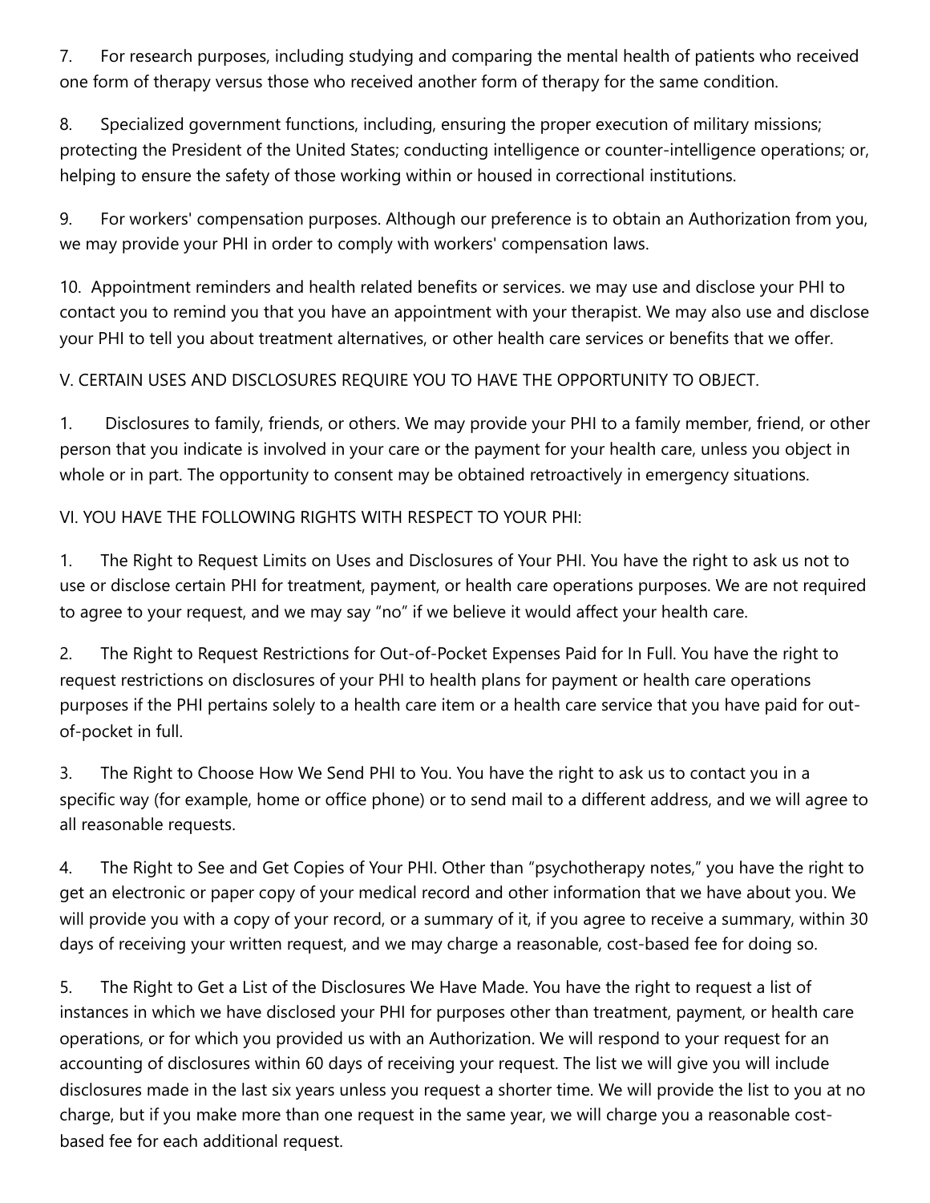7. For research purposes, including studying and comparing the mental health of patients who received one form of therapy versus those who received another form of therapy for the same condition.

8. Specialized government functions, including, ensuring the proper execution of military missions; protecting the President of the United States; conducting intelligence or counter-intelligence operations; or, helping to ensure the safety of those working within or housed in correctional institutions.

9. For workers' compensation purposes. Although our preference is to obtain an Authorization from you, we may provide your PHI in order to comply with workers' compensation laws.

10. Appointment reminders and health related benefits or services. we may use and disclose your PHI to contact you to remind you that you have an appointment with your therapist. We may also use and disclose your PHI to tell you about treatment alternatives, or other health care services or benefits that we offer.

## V. CERTAIN USES AND DISCLOSURES REQUIRE YOU TO HAVE THE OPPORTUNITY TO OBJECT.

1. Disclosures to family, friends, or others. We may provide your PHI to a family member, friend, or other person that you indicate is involved in your care or the payment for your health care, unless you object in whole or in part. The opportunity to consent may be obtained retroactively in emergency situations.

## VI. YOU HAVE THE FOLLOWING RIGHTS WITH RESPECT TO YOUR PHI:

1. The Right to Request Limits on Uses and Disclosures of Your PHI. You have the right to ask us not to use or disclose certain PHI for treatment, payment, or health care operations purposes. We are not required to agree to your request, and we may say "no" if we believe it would affect your health care.

2. The Right to Request Restrictions for Out-of-Pocket Expenses Paid for In Full. You have the right to request restrictions on disclosures of your PHI to health plans for payment or health care operations purposes if the PHI pertains solely to a health care item or a health care service that you have paid for out-of-pocket in full.

3. The Right to Choose How We Send PHI to You. You have the right to ask us to contact you in a specific way (for example, home or office phone) or to send mail to a different address, and we will agree to all reasonable requests.

4. The Right to See and Get Copies of Your PHI. Other than "psychotherapy notes," you have the right to get an electronic or paper copy of your medical record and other information that we have about you. We will provide you with a copy of your record, or a summary of it, if you agree to receive a summary, within 30 days of receiving your written request, and we may charge a reasonable, cost-based fee for doing so.

5. The Right to Get a List of the Disclosures We Have Made. You have the right to request a list of instances in which we have disclosed your PHI for purposes other than treatment, payment, or health care operations, or for which you provided us with an Authorization. We will respond to your request for an accounting of disclosures within 60 days of receiving your request. The list we will give you will include disclosures made in the last six years unless you request a shorter time. We will provide the list to you at no charge, but if you make more than one request in the same year, we will charge you a reasonable cost-based fee for each additional request.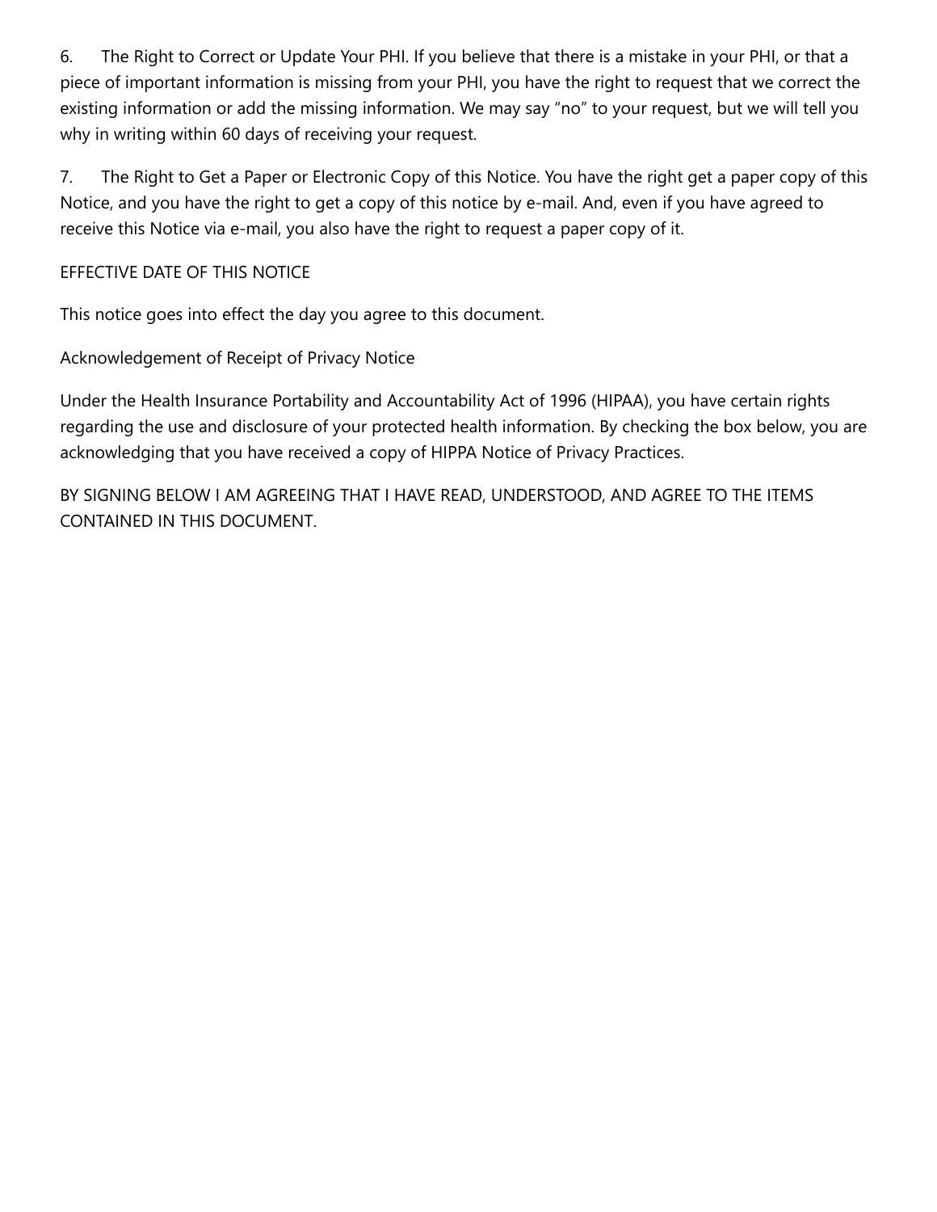6. The Right to Correct or Update Your PHI. If you believe that there is a mistake in your PHI, or that a piece of important information is missing from your PHI, you have the right to request that we correct the existing information or add the missing information. We may say "no" to your request, but we will tell you why in writing within 60 days of receiving your request.

7. The Right to Get a Paper or Electronic Copy of this Notice. You have the right get a paper copy of this Notice, and you have the right to get a copy of this notice by e-mail. And, even if you have agreed to receive this Notice via e-mail, you also have the right to request a paper copy of it.

EFFECTIVE DATE OF THIS NOTICE

This notice goes into effect the day you agree to this document.

Acknowledgement of Receipt of Privacy Notice

Under the Health Insurance Portability and Accountability Act of 1996 (HIPAA), you have certain rights regarding the use and disclosure of your protected health information. By checking the box below, you are acknowledging that you have received a copy of HIPPA Notice of Privacy Practices.

BY SIGNING BELOW I AM AGREEING THAT I HAVE READ, UNDERSTOOD, AND AGREE TO THE ITEMS CONTAINED IN THIS DOCUMENT.